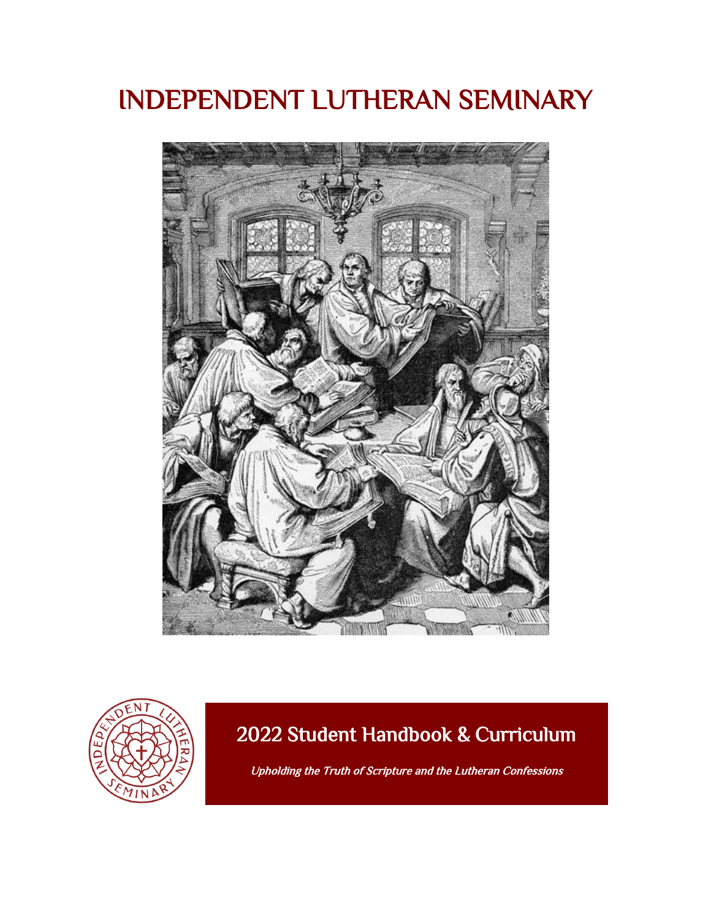# INDEPENDENT LUTHERAN SEMINARY

## 2022 Student Handbook & Curriculum

*Upholding the Truth of Scripture and the Lutheran Confessions*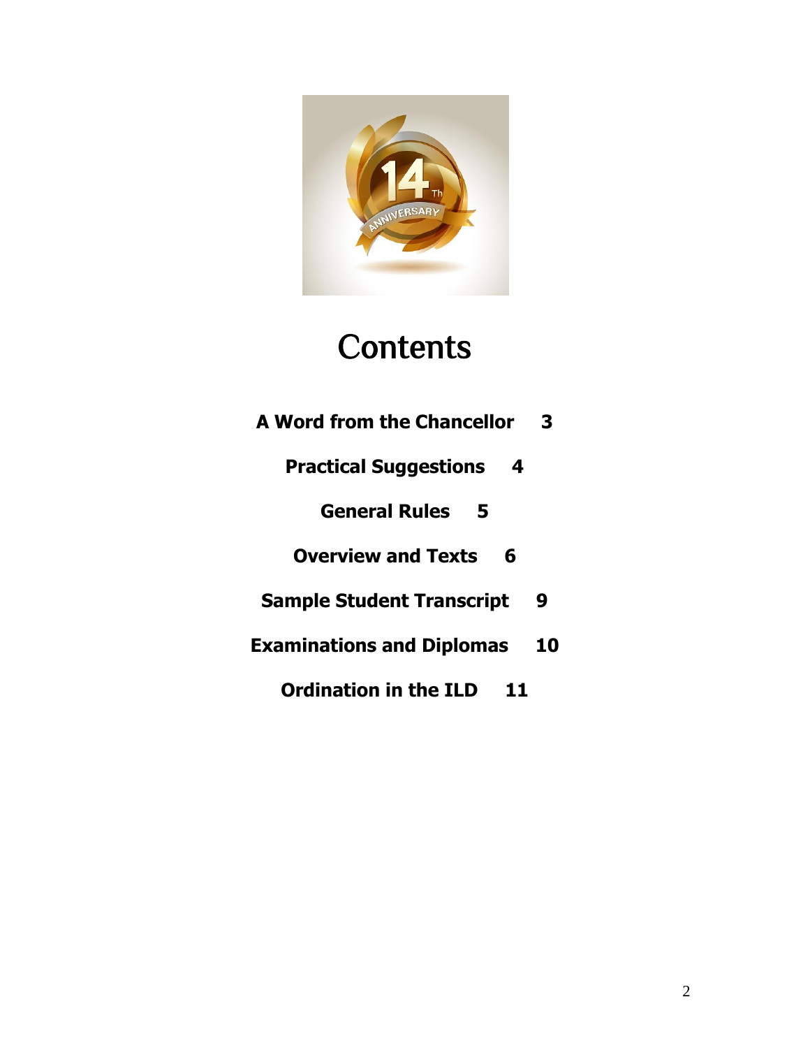# Contents

**A Word from the Chancellor 3**

**Practical Suggestions 4**

**General Rules 5**

**Overview and Texts 6**

**Sample Student Transcript 9**

**Examinations and Diplomas 10**

**Ordination in the ILD 11**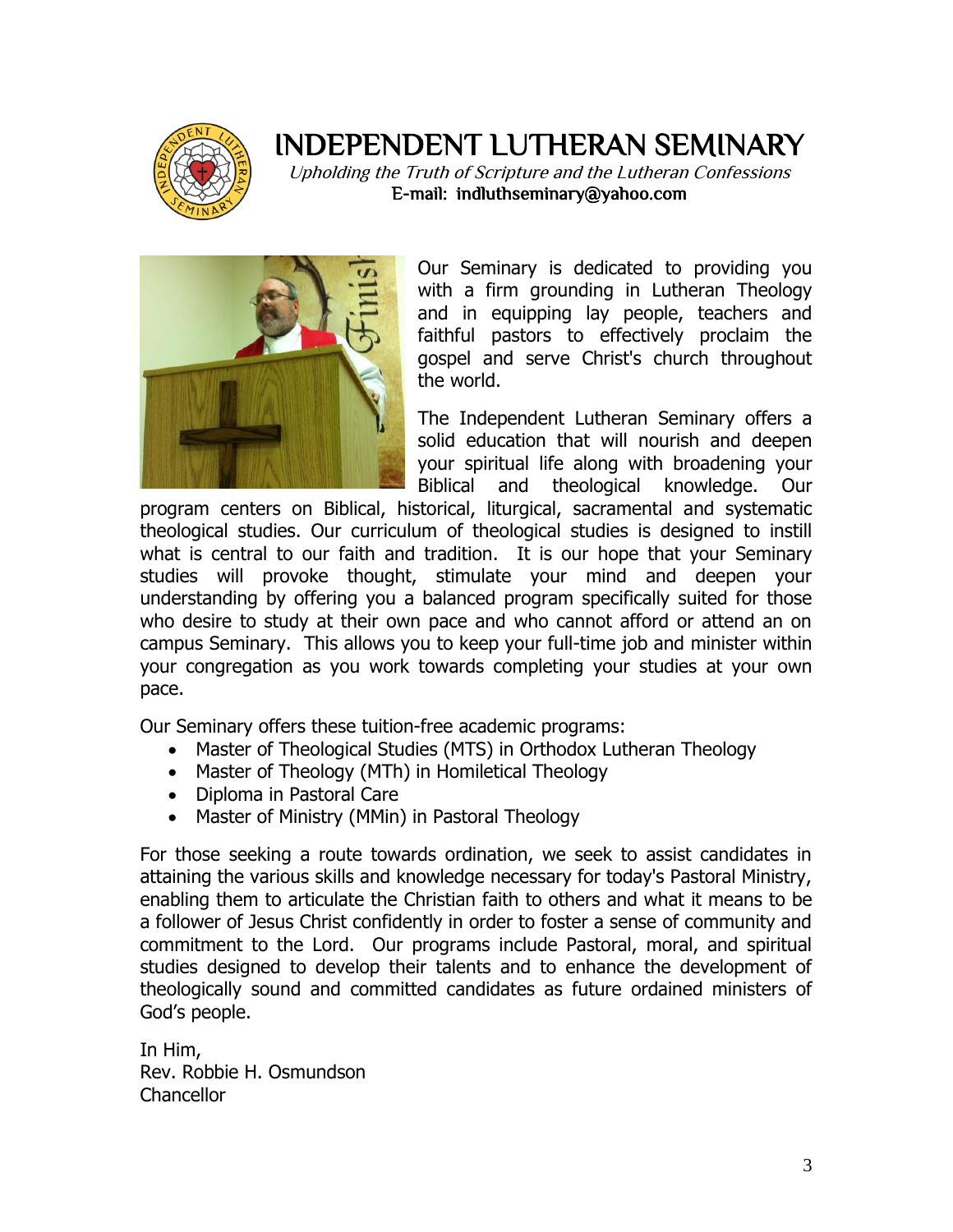# INDEPENDENT LUTHERAN SEMINARY

*Upholding the Truth of Scripture and the Lutheran Confessions*

**E-mail: indluthseminary@yahoo.com**

Our Seminary is dedicated to providing you with a firm grounding in Lutheran Theology and in equipping lay people, teachers and faithful pastors to effectively proclaim the gospel and serve Christ's church throughout the world.

The Independent Lutheran Seminary offers a solid education that will nourish and deepen your spiritual life along with broadening your Biblical and theological knowledge. Our program centers on Biblical, historical, liturgical, sacramental and systematic theological studies. Our curriculum of theological studies is designed to instill what is central to our faith and tradition. It is our hope that your Seminary studies will provoke thought, stimulate your mind and deepen your understanding by offering you a balanced program specifically suited for those who desire to study at their own pace and who cannot afford or attend an on campus Seminary. This allows you to keep your full-time job and minister within your congregation as you work towards completing your studies at your own pace.

Our Seminary offers these tuition-free academic programs:

- Master of Theological Studies (MTS) in Orthodox Lutheran Theology
- Master of Theology (MTh) in Homiletical Theology
- Diploma in Pastoral Care
- Master of Ministry (MMin) in Pastoral Theology

For those seeking a route towards ordination, we seek to assist candidates in attaining the various skills and knowledge necessary for today's Pastoral Ministry, enabling them to articulate the Christian faith to others and what it means to be a follower of Jesus Christ confidently in order to foster a sense of community and commitment to the Lord. Our programs include Pastoral, moral, and spiritual studies designed to develop their talents and to enhance the development of theologically sound and committed candidates as future ordained ministers of God's people.

In Him,
Rev. Robbie H. Osmundson
Chancellor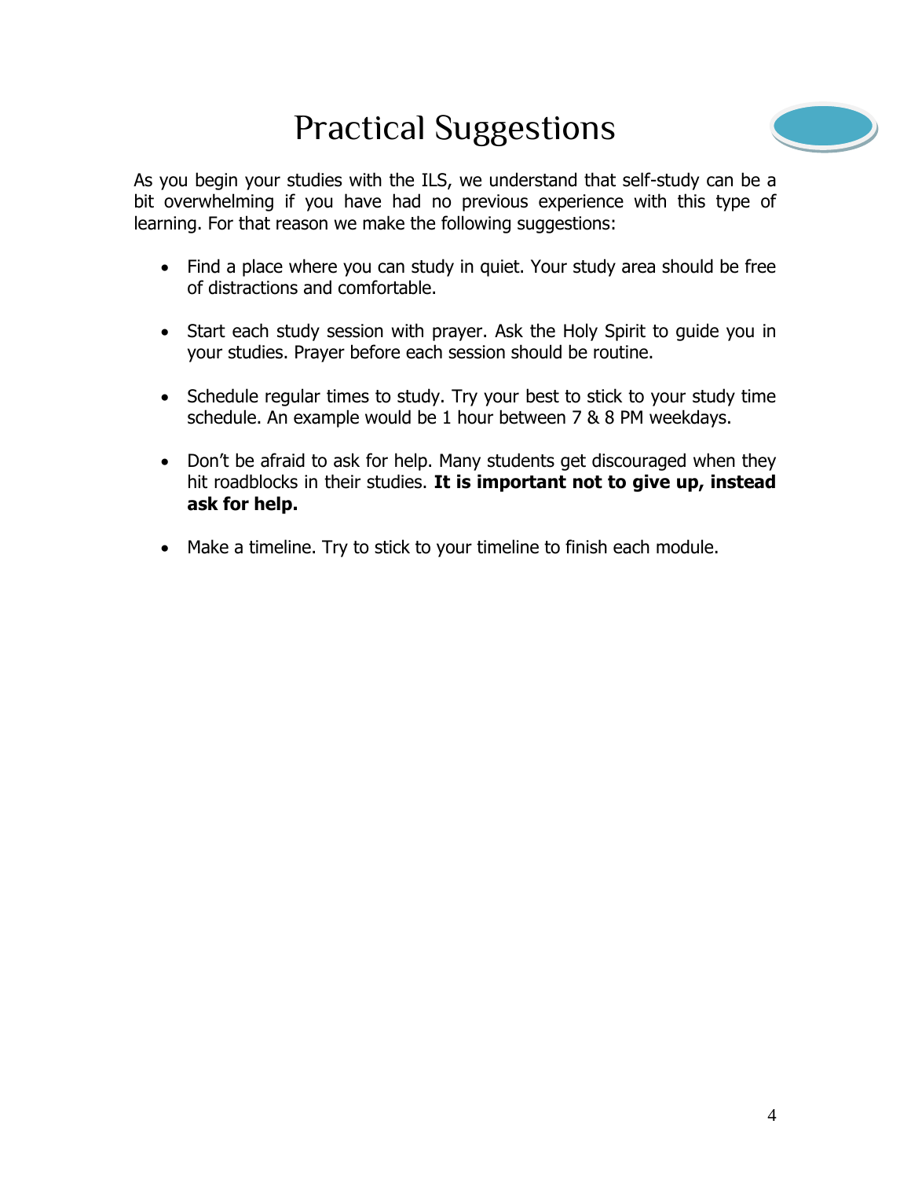# Practical Suggestions

As you begin your studies with the ILS, we understand that self-study can be a bit overwhelming if you have had no previous experience with this type of learning. For that reason we make the following suggestions:

- Find a place where you can study in quiet. Your study area should be free of distractions and comfortable.

- Start each study session with prayer. Ask the Holy Spirit to guide you in your studies. Prayer before each session should be routine.

- Schedule regular times to study. Try your best to stick to your study time schedule. An example would be 1 hour between 7 & 8 PM weekdays.

- Don't be afraid to ask for help. Many students get discouraged when they hit roadblocks in their studies. **It is important not to give up, instead ask for help.**

- Make a timeline. Try to stick to your timeline to finish each module.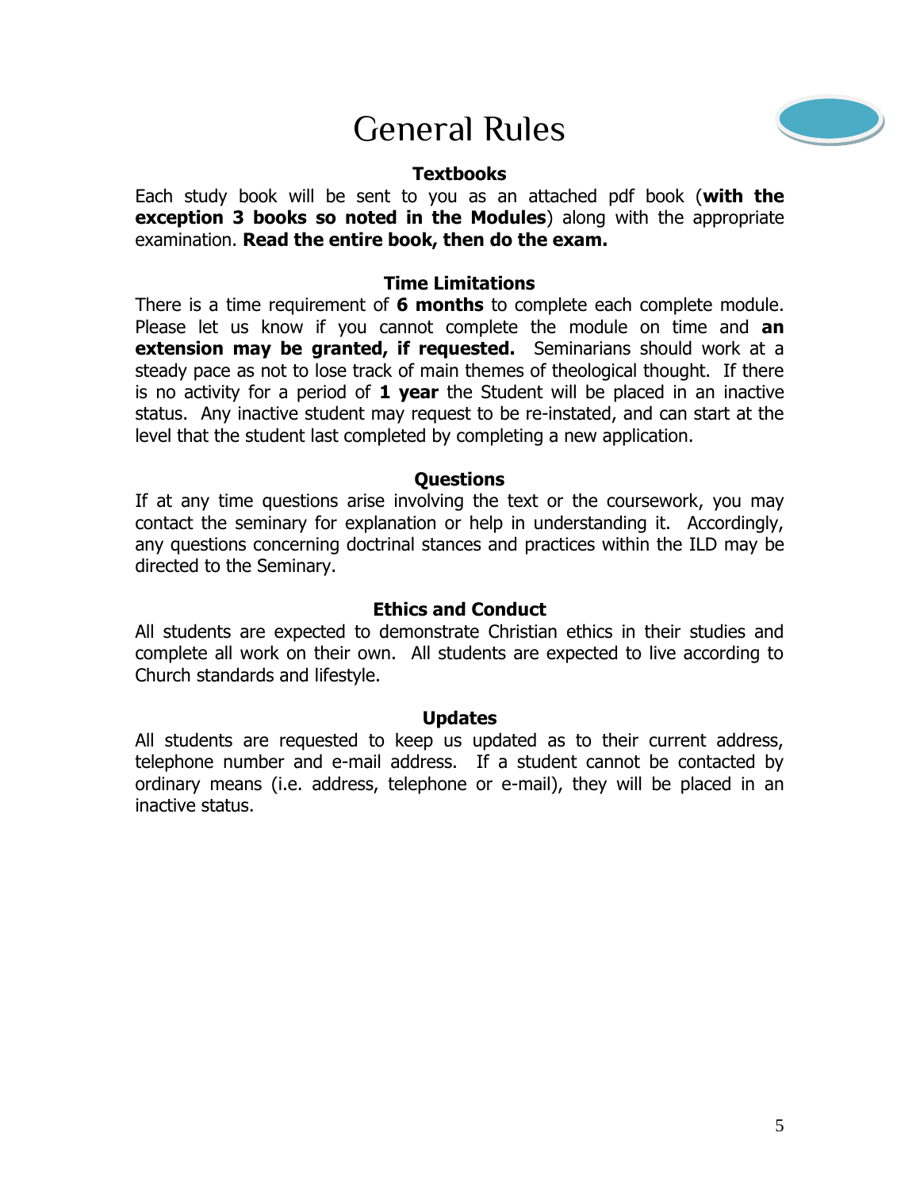# General Rules

### Textbooks

Each study book will be sent to you as an attached pdf book (**with the exception 3 books so noted in the Modules**) along with the appropriate examination. **Read the entire book, then do the exam.**

### Time Limitations

There is a time requirement of **6 months** to complete each complete module. Please let us know if you cannot complete the module on time and **an extension may be granted, if requested.** Seminarians should work at a steady pace as not to lose track of main themes of theological thought. If there is no activity for a period of **1 year** the Student will be placed in an inactive status. Any inactive student may request to be re-instated, and can start at the level that the student last completed by completing a new application.

### Questions

If at any time questions arise involving the text or the coursework, you may contact the seminary for explanation or help in understanding it. Accordingly, any questions concerning doctrinal stances and practices within the ILD may be directed to the Seminary.

### Ethics and Conduct

All students are expected to demonstrate Christian ethics in their studies and complete all work on their own. All students are expected to live according to Church standards and lifestyle.

### Updates

All students are requested to keep us updated as to their current address, telephone number and e-mail address. If a student cannot be contacted by ordinary means (i.e. address, telephone or e-mail), they will be placed in an inactive status.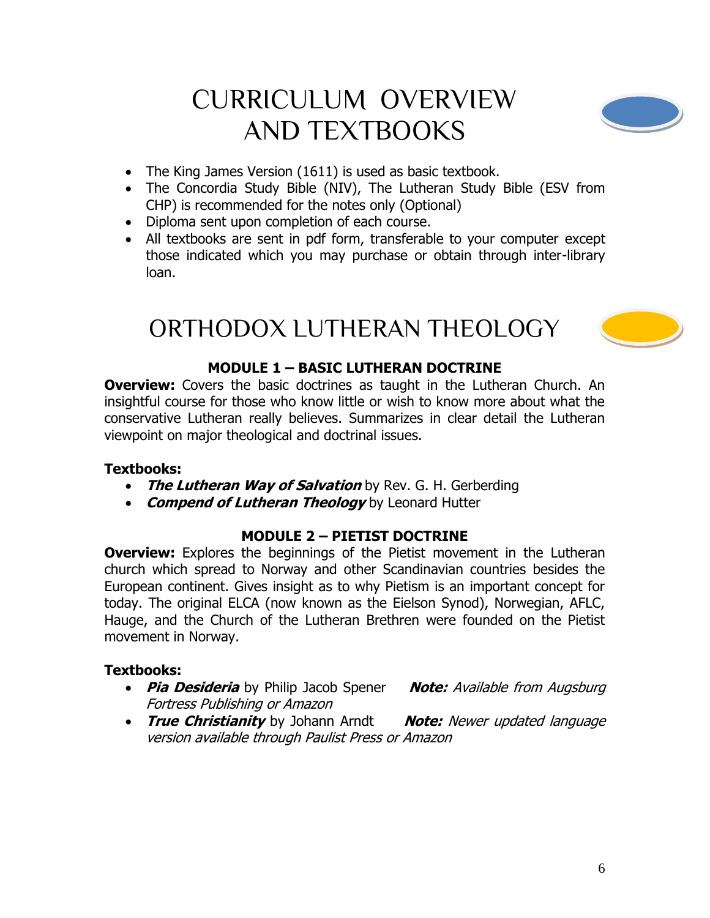# CURRICULUM OVERVIEW AND TEXTBOOKS

- The King James Version (1611) is used as basic textbook.
- The Concordia Study Bible (NIV), The Lutheran Study Bible (ESV from CHP) is recommended for the notes only (Optional)
- Diploma sent upon completion of each course.
- All textbooks are sent in pdf form, transferable to your computer except those indicated which you may purchase or obtain through inter-library loan.

# ORTHODOX LUTHERAN THEOLOGY

### MODULE 1 – BASIC LUTHERAN DOCTRINE

**Overview:** Covers the basic doctrines as taught in the Lutheran Church. An insightful course for those who know little or wish to know more about what the conservative Lutheran really believes. Summarizes in clear detail the Lutheran viewpoint on major theological and doctrinal issues.

**Textbooks:**

- ***The Lutheran Way of Salvation*** by Rev. G. H. Gerberding
- ***Compend of Lutheran Theology*** by Leonard Hutter

### MODULE 2 – PIETIST DOCTRINE

**Overview:** Explores the beginnings of the Pietist movement in the Lutheran church which spread to Norway and other Scandinavian countries besides the European continent. Gives insight as to why Pietism is an important concept for today. The original ELCA (now known as the Eielson Synod), Norwegian, AFLC, Hauge, and the Church of the Lutheran Brethren were founded on the Pietist movement in Norway.

**Textbooks:**

- ***Pia Desideria*** by Philip Jacob Spener ***Note:*** *Available from Augsburg Fortress Publishing or Amazon*
- ***True Christianity*** by Johann Arndt ***Note:*** *Newer updated language version available through Paulist Press or Amazon*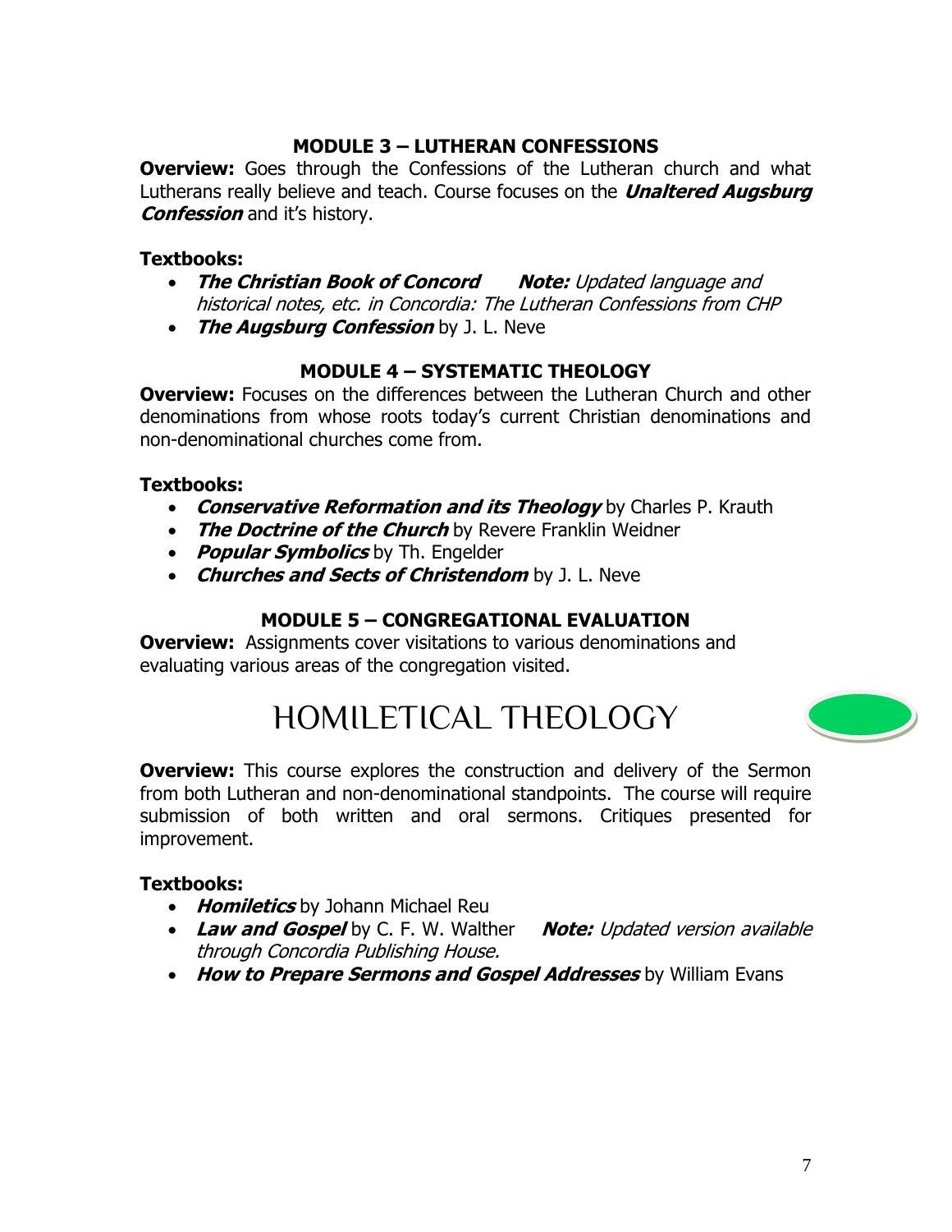### MODULE 3 – LUTHERAN CONFESSIONS

**Overview:** Goes through the Confessions of the Lutheran church and what Lutherans really believe and teach. Course focuses on the ***Unaltered Augsburg Confession*** and it's history.

**Textbooks:**

- ***The Christian Book of Concord*** ***Note:*** *Updated language and historical notes, etc. in Concordia: The Lutheran Confessions from CHP*
- ***The Augsburg Confession*** by J. L. Neve

### MODULE 4 – SYSTEMATIC THEOLOGY

**Overview:** Focuses on the differences between the Lutheran Church and other denominations from whose roots today's current Christian denominations and non-denominational churches come from.

**Textbooks:**

- ***Conservative Reformation and its Theology*** by Charles P. Krauth
- ***The Doctrine of the Church*** by Revere Franklin Weidner
- ***Popular Symbolics*** by Th. Engelder
- ***Churches and Sects of Christendom*** by J. L. Neve

### MODULE 5 – CONGREGATIONAL EVALUATION

**Overview:** Assignments cover visitations to various denominations and evaluating various areas of the congregation visited.

## HOMILETICAL THEOLOGY

**Overview:** This course explores the construction and delivery of the Sermon from both Lutheran and non-denominational standpoints. The course will require submission of both written and oral sermons. Critiques presented for improvement.

**Textbooks:**

- ***Homiletics*** by Johann Michael Reu
- ***Law and Gospel*** by C. F. W. Walther ***Note:*** *Updated version available through Concordia Publishing House.*
- ***How to Prepare Sermons and Gospel Addresses*** by William Evans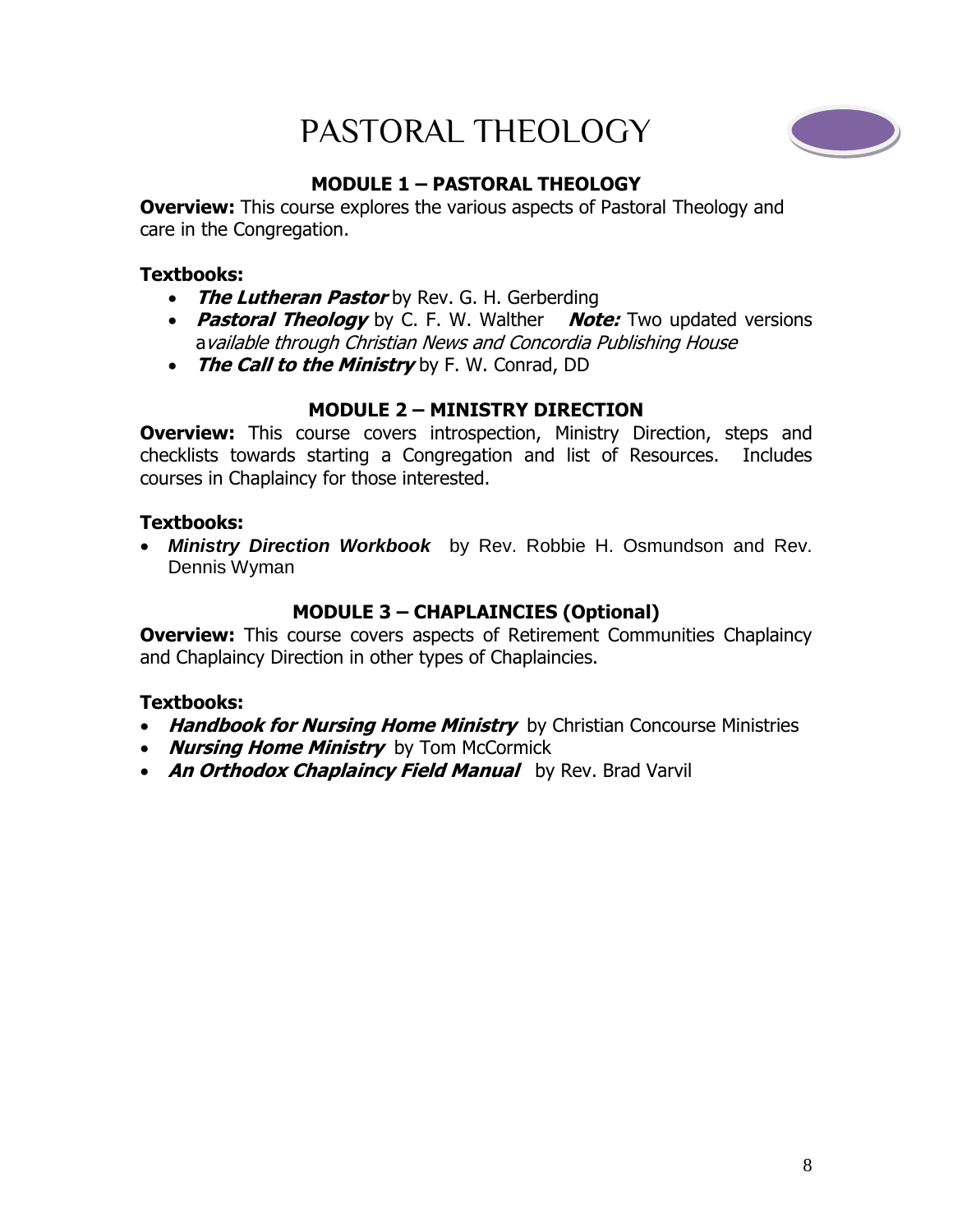# PASTORAL THEOLOGY

## MODULE 1 – PASTORAL THEOLOGY

**Overview:** This course explores the various aspects of Pastoral Theology and care in the Congregation.

**Textbooks:**

- ***The Lutheran Pastor*** by Rev. G. H. Gerberding
- ***Pastoral Theology*** by C. F. W. Walther ***Note:*** Two updated versions a*vailable through Christian News and Concordia Publishing House*
- ***The Call to the Ministry*** by F. W. Conrad, DD

## MODULE 2 – MINISTRY DIRECTION

**Overview:** This course covers introspection, Ministry Direction, steps and checklists towards starting a Congregation and list of Resources. Includes courses in Chaplaincy for those interested.

**Textbooks:**

- ***Ministry Direction Workbook*** by Rev. Robbie H. Osmundson and Rev. Dennis Wyman

## MODULE 3 – CHAPLAINCIES (Optional)

**Overview:** This course covers aspects of Retirement Communities Chaplaincy and Chaplaincy Direction in other types of Chaplaincies.

**Textbooks:**

- ***Handbook for Nursing Home Ministry*** by Christian Concourse Ministries
- ***Nursing Home Ministry*** by Tom McCormick
- ***An Orthodox Chaplaincy Field Manual*** by Rev. Brad Varvil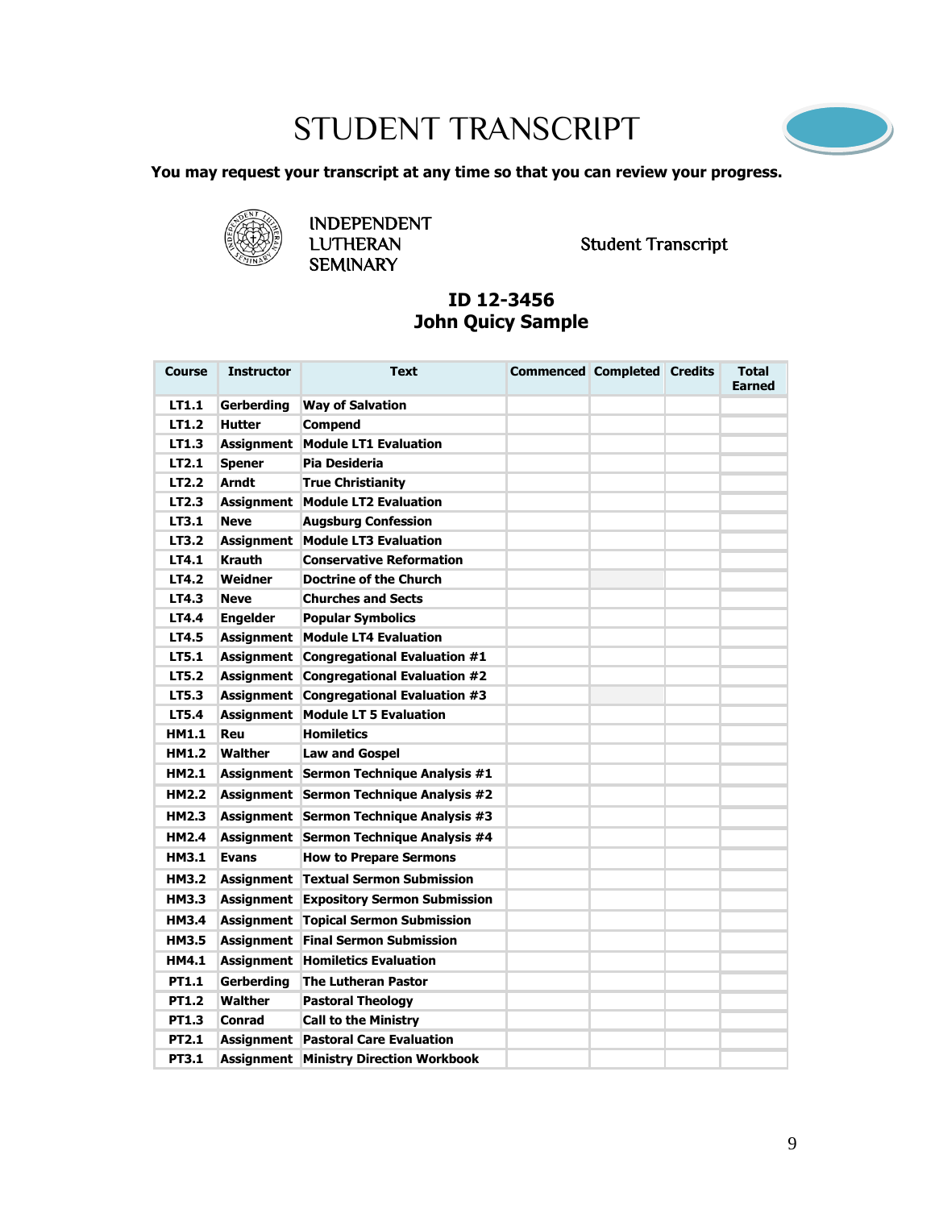# STUDENT TRANSCRIPT

**You may request your transcript at any time so that you can review your progress.**

INDEPENDENT LUTHERAN SEMINARY

Student Transcript

**ID 12-3456**
**John Quicy Sample**

| Course | Instructor | Text | Commenced | Completed | Credits | Total Earned |
|---|---|---|---|---|---|---|
| LT1.1 | Gerberding | Way of Salvation | | | | |
| LT1.2 | Hutter | Compend | | | | |
| LT1.3 | Assignment | Module LT1 Evaluation | | | | |
| LT2.1 | Spener | Pia Desideria | | | | |
| LT2.2 | Arndt | True Christianity | | | | |
| LT2.3 | Assignment | Module LT2 Evaluation | | | | |
| LT3.1 | Neve | Augsburg Confession | | | | |
| LT3.2 | Assignment | Module LT3 Evaluation | | | | |
| LT4.1 | Krauth | Conservative Reformation | | | | |
| LT4.2 | Weidner | Doctrine of the Church | | | | |
| LT4.3 | Neve | Churches and Sects | | | | |
| LT4.4 | Engelder | Popular Symbolics | | | | |
| LT4.5 | Assignment | Module LT4 Evaluation | | | | |
| LT5.1 | Assignment | Congregational Evaluation #1 | | | | |
| LT5.2 | Assignment | Congregational Evaluation #2 | | | | |
| LT5.3 | Assignment | Congregational Evaluation #3 | | | | |
| LT5.4 | Assignment | Module LT 5 Evaluation | | | | |
| HM1.1 | Reu | Homiletics | | | | |
| HM1.2 | Walther | Law and Gospel | | | | |
| HM2.1 | Assignment | Sermon Technique Analysis #1 | | | | |
| HM2.2 | Assignment | Sermon Technique Analysis #2 | | | | |
| HM2.3 | Assignment | Sermon Technique Analysis #3 | | | | |
| HM2.4 | Assignment | Sermon Technique Analysis #4 | | | | |
| HM3.1 | Evans | How to Prepare Sermons | | | | |
| HM3.2 | Assignment | Textual Sermon Submission | | | | |
| HM3.3 | Assignment | Expository Sermon Submission | | | | |
| HM3.4 | Assignment | Topical Sermon Submission | | | | |
| HM3.5 | Assignment | Final Sermon Submission | | | | |
| HM4.1 | Assignment | Homiletics Evaluation | | | | |
| PT1.1 | Gerberding | The Lutheran Pastor | | | | |
| PT1.2 | Walther | Pastoral Theology | | | | |
| PT1.3 | Conrad | Call to the Ministry | | | | |
| PT2.1 | Assignment | Pastoral Care Evaluation | | | | |
| PT3.1 | Assignment | Ministry Direction Workbook | | | | |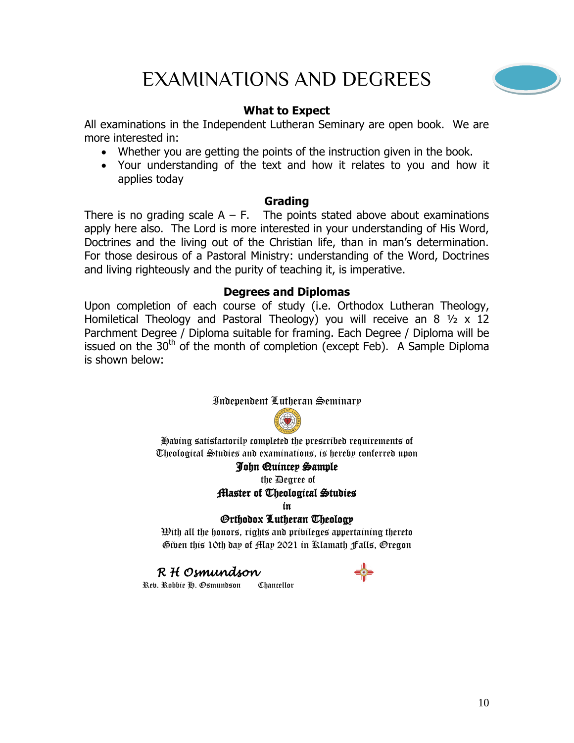# EXAMINATIONS AND DEGREES

### What to Expect

All examinations in the Independent Lutheran Seminary are open book. We are more interested in:

- Whether you are getting the points of the instruction given in the book.
- Your understanding of the text and how it relates to you and how it applies today

### Grading

There is no grading scale A – F. The points stated above about examinations apply here also. The Lord is more interested in your understanding of His Word, Doctrines and the living out of the Christian life, than in man's determination. For those desirous of a Pastoral Ministry: understanding of the Word, Doctrines and living righteously and the purity of teaching it, is imperative.

### Degrees and Diplomas

Upon completion of each course of study (i.e. Orthodox Lutheran Theology, Homiletical Theology and Pastoral Theology) you will receive an 8 ½ x 12 Parchment Degree / Diploma suitable for framing. Each Degree / Diploma will be issued on the 30th of the month of completion (except Feb). A Sample Diploma is shown below:

Independent Lutheran Seminary

Having satisfactorily completed the prescribed requirements of
Theological Studies and examinations, is hereby conferred upon

**John Quincey Sample**

the Degree of

**Master of Theological Studies**

**in**

**Orthodox Lutheran Theology**

With all the honors, rights and privileges appertaining thereto
Given this 10th day of May 2021 in Klamath Falls, Oregon

*R H Osmundson*

Rev. Robbie H. Osmundson Chancellor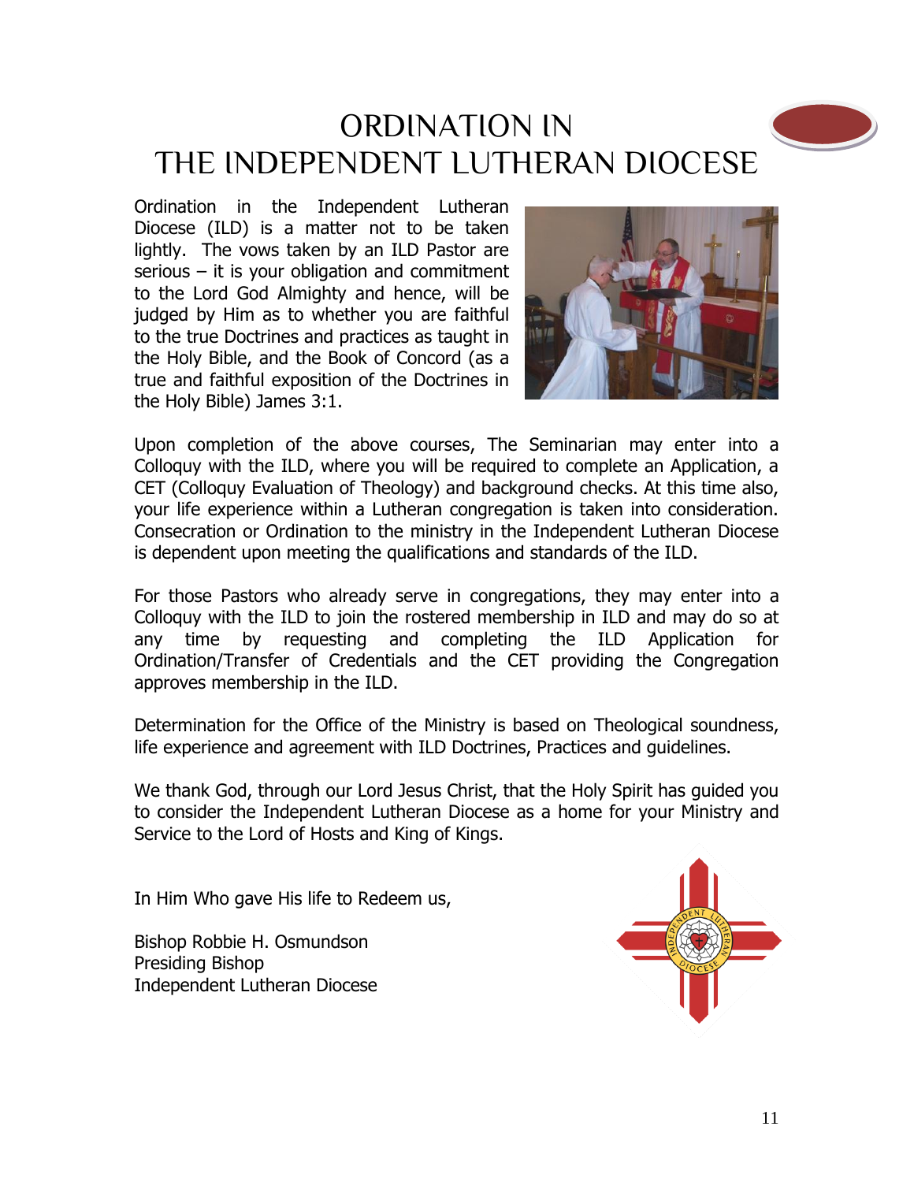# ORDINATION IN THE INDEPENDENT LUTHERAN DIOCESE

Ordination in the Independent Lutheran Diocese (ILD) is a matter not to be taken lightly. The vows taken by an ILD Pastor are serious – it is your obligation and commitment to the Lord God Almighty and hence, will be judged by Him as to whether you are faithful to the true Doctrines and practices as taught in the Holy Bible, and the Book of Concord (as a true and faithful exposition of the Doctrines in the Holy Bible) James 3:1.

Upon completion of the above courses, The Seminarian may enter into a Colloquy with the ILD, where you will be required to complete an Application, a CET (Colloquy Evaluation of Theology) and background checks. At this time also, your life experience within a Lutheran congregation is taken into consideration. Consecration or Ordination to the ministry in the Independent Lutheran Diocese is dependent upon meeting the qualifications and standards of the ILD.

For those Pastors who already serve in congregations, they may enter into a Colloquy with the ILD to join the rostered membership in ILD and may do so at any time by requesting and completing the ILD Application for Ordination/Transfer of Credentials and the CET providing the Congregation approves membership in the ILD.

Determination for the Office of the Ministry is based on Theological soundness, life experience and agreement with ILD Doctrines, Practices and guidelines.

We thank God, through our Lord Jesus Christ, that the Holy Spirit has guided you to consider the Independent Lutheran Diocese as a home for your Ministry and Service to the Lord of Hosts and King of Kings.

In Him Who gave His life to Redeem us,

Bishop Robbie H. Osmundson
Presiding Bishop
Independent Lutheran Diocese